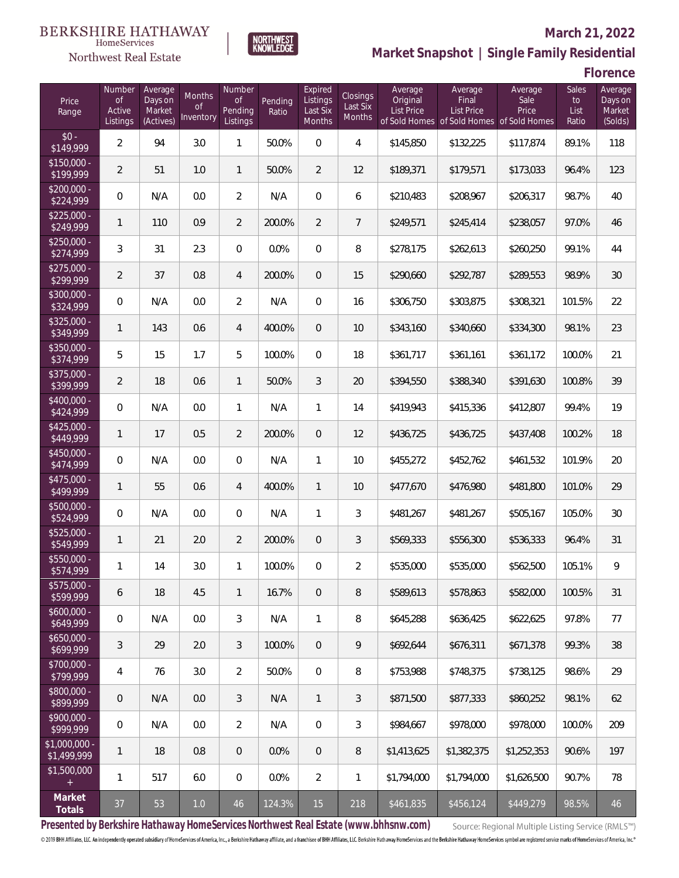BERKSHIRE HATHAWAY HomeServices Northwest Real Estate

NORTHWEST KNOWLEDGE

**March 21, 2022**

## Market Snapshot | Single Family Residential

### Florence

| Price Range | Number of Active Listings | Average Days on Market (Actives) | Months of Inventory | Number of Pending Listings | Pending Ratio | Expired Listings Last Six Months | Closings Last Six Months | Average Original List Price of Sold Homes | Average Final List Price of Sold Homes | Average Sale Price of Sold Homes | Sales to List Ratio | Average Days on Market (Solds) |
|---|---|---|---|---|---|---|---|---|---|---|---|---|
| $0 - $149,999 | 2 | 94 | 3.0 | 1 | 50.0% | 0 | 4 | $145,850 | $132,225 | $117,874 | 89.1% | 118 |
| $150,000 - $199,999 | 2 | 51 | 1.0 | 1 | 50.0% | 2 | 12 | $189,371 | $179,571 | $173,033 | 96.4% | 123 |
| $200,000 - $224,999 | 0 | N/A | 0.0 | 2 | N/A | 0 | 6 | $210,483 | $208,967 | $206,317 | 98.7% | 40 |
| $225,000 - $249,999 | 1 | 110 | 0.9 | 2 | 200.0% | 2 | 7 | $249,571 | $245,414 | $238,057 | 97.0% | 46 |
| $250,000 - $274,999 | 3 | 31 | 2.3 | 0 | 0.0% | 0 | 8 | $278,175 | $262,613 | $260,250 | 99.1% | 44 |
| $275,000 - $299,999 | 2 | 37 | 0.8 | 4 | 200.0% | 0 | 15 | $290,660 | $292,787 | $289,553 | 98.9% | 30 |
| $300,000 - $324,999 | 0 | N/A | 0.0 | 2 | N/A | 0 | 16 | $306,750 | $303,875 | $308,321 | 101.5% | 22 |
| $325,000 - $349,999 | 1 | 143 | 0.6 | 4 | 400.0% | 0 | 10 | $343,160 | $340,660 | $334,300 | 98.1% | 23 |
| $350,000 - $374,999 | 5 | 15 | 1.7 | 5 | 100.0% | 0 | 18 | $361,717 | $361,161 | $361,172 | 100.0% | 21 |
| $375,000 - $399,999 | 2 | 18 | 0.6 | 1 | 50.0% | 3 | 20 | $394,550 | $388,340 | $391,630 | 100.8% | 39 |
| $400,000 - $424,999 | 0 | N/A | 0.0 | 1 | N/A | 1 | 14 | $419,943 | $415,336 | $412,807 | 99.4% | 19 |
| $425,000 - $449,999 | 1 | 17 | 0.5 | 2 | 200.0% | 0 | 12 | $436,725 | $436,725 | $437,408 | 100.2% | 18 |
| $450,000 - $474,999 | 0 | N/A | 0.0 | 0 | N/A | 1 | 10 | $455,272 | $452,762 | $461,532 | 101.9% | 20 |
| $475,000 - $499,999 | 1 | 55 | 0.6 | 4 | 400.0% | 1 | 10 | $477,670 | $476,980 | $481,800 | 101.0% | 29 |
| $500,000 - $524,999 | 0 | N/A | 0.0 | 0 | N/A | 1 | 3 | $481,267 | $481,267 | $505,167 | 105.0% | 30 |
| $525,000 - $549,999 | 1 | 21 | 2.0 | 2 | 200.0% | 0 | 3 | $569,333 | $556,300 | $536,333 | 96.4% | 31 |
| $550,000 - $574,999 | 1 | 14 | 3.0 | 1 | 100.0% | 0 | 2 | $535,000 | $535,000 | $562,500 | 105.1% | 9 |
| $575,000 - $599,999 | 6 | 18 | 4.5 | 1 | 16.7% | 0 | 8 | $589,613 | $578,863 | $582,000 | 100.5% | 31 |
| $600,000 - $649,999 | 0 | N/A | 0.0 | 3 | N/A | 1 | 8 | $645,288 | $636,425 | $622,625 | 97.8% | 77 |
| $650,000 - $699,999 | 3 | 29 | 2.0 | 3 | 100.0% | 0 | 9 | $692,644 | $676,311 | $671,378 | 99.3% | 38 |
| $700,000 - $799,999 | 4 | 76 | 3.0 | 2 | 50.0% | 0 | 8 | $753,988 | $748,375 | $738,125 | 98.6% | 29 |
| $800,000 - $899,999 | 0 | N/A | 0.0 | 3 | N/A | 1 | 3 | $871,500 | $877,333 | $860,252 | 98.1% | 62 |
| $900,000 - $999,999 | 0 | N/A | 0.0 | 2 | N/A | 0 | 3 | $984,667 | $978,000 | $978,000 | 100.0% | 209 |
| $1,000,000 - $1,499,999 | 1 | 18 | 0.8 | 0 | 0.0% | 0 | 8 | $1,413,625 | $1,382,375 | $1,252,353 | 90.6% | 197 |
| $1,500,000 + | 1 | 517 | 6.0 | 0 | 0.0% | 2 | 1 | $1,794,000 | $1,794,000 | $1,626,500 | 90.7% | 78 |
| **Market Totals** | 37 | 53 | 1.0 | 46 | 124.3% | 15 | 218 | $461,835 | $456,124 | $449,279 | 98.5% | 46 |

**Presented by Berkshire Hathaway HomeServices Northwest Real Estate (www.bhhsnw.com)**

Source: Regional Multiple Listing Service (RMLS™)

© 2019 BHH Affiliates, LLC. An independently operated subsidiary of HomeServices of America, Inc., a Berkshire Hathaway affiliate, and a franchisee of BHH Affiliates, LLC. Berkshire Hathaway HomeServices and the Berkshire Hathaway HomeServices symbol are registered service marks of HomeServices of America, Inc.®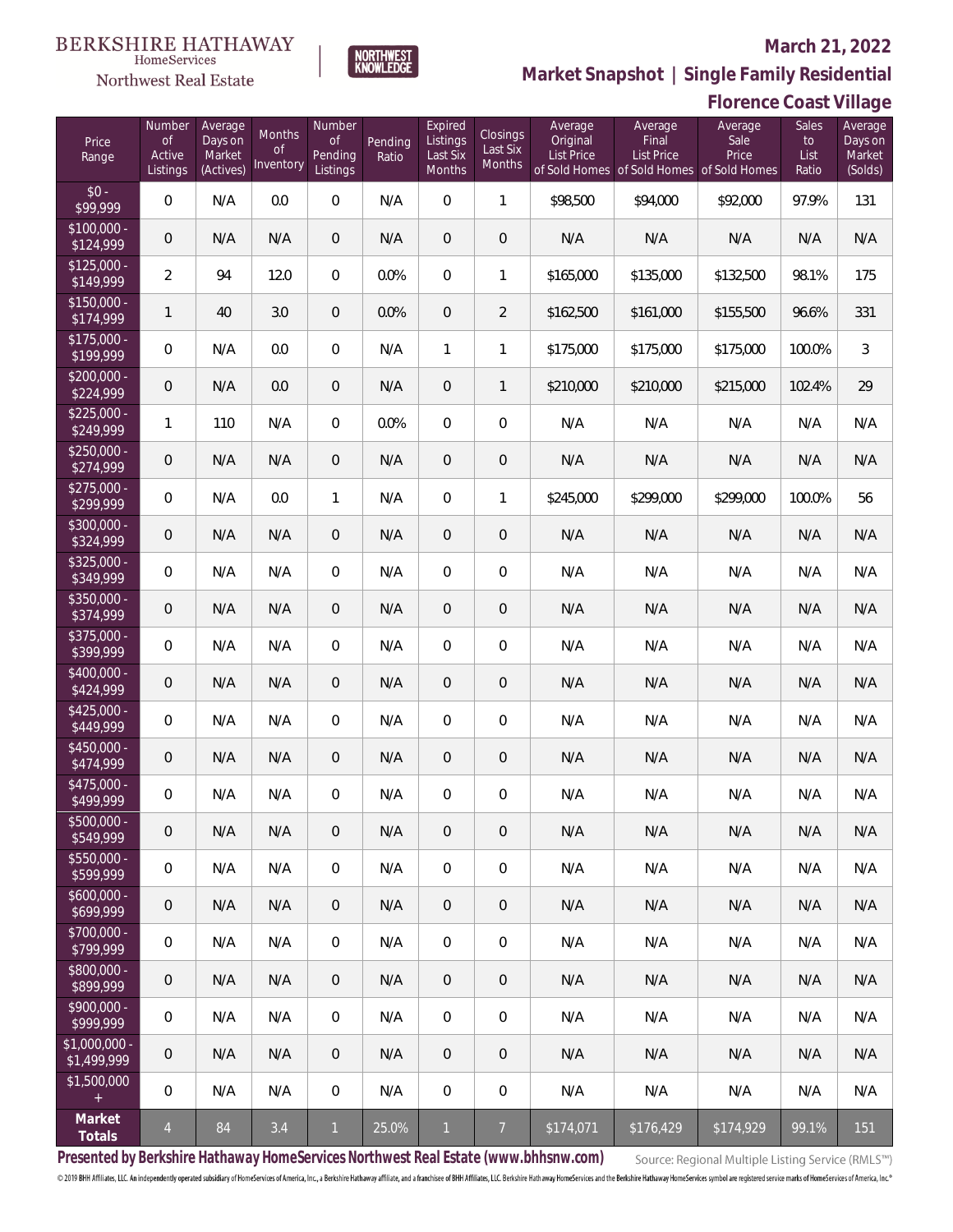BERKSHIRE HATHAWAY HomeServices Northwest Real Estate

NORTHWEST KNOWLEDGE

# March 21, 2022

## Market Snapshot | Single Family Residential

## Florence Coast Village

| Price Range | Number of Active Listings | Average Days on Market (Actives) | Months of Inventory | Number of Pending Listings | Pending Ratio | Expired Listings Last Six Months | Closings Last Six Months | Average Original List Price of Sold Homes | Average Final List Price of Sold Homes | Average Sale Price of Sold Homes | Sales to List Ratio | Average Days on Market (Solds) |
|---|---|---|---|---|---|---|---|---|---|---|---|---|
| $0 - $99,999 | 0 | N/A | 0.0 | 0 | N/A | 0 | 1 | $98,500 | $94,000 | $92,000 | 97.9% | 131 |
| $100,000 - $124,999 | 0 | N/A | N/A | 0 | N/A | 0 | 0 | N/A | N/A | N/A | N/A | N/A |
| $125,000 - $149,999 | 2 | 94 | 12.0 | 0 | 0.0% | 0 | 1 | $165,000 | $135,000 | $132,500 | 98.1% | 175 |
| $150,000 - $174,999 | 1 | 40 | 3.0 | 0 | 0.0% | 0 | 2 | $162,500 | $161,000 | $155,500 | 96.6% | 331 |
| $175,000 - $199,999 | 0 | N/A | 0.0 | 0 | N/A | 1 | 1 | $175,000 | $175,000 | $175,000 | 100.0% | 3 |
| $200,000 - $224,999 | 0 | N/A | 0.0 | 0 | N/A | 0 | 1 | $210,000 | $210,000 | $215,000 | 102.4% | 29 |
| $225,000 - $249,999 | 1 | 110 | N/A | 0 | 0.0% | 0 | 0 | N/A | N/A | N/A | N/A | N/A |
| $250,000 - $274,999 | 0 | N/A | N/A | 0 | N/A | 0 | 0 | N/A | N/A | N/A | N/A | N/A |
| $275,000 - $299,999 | 0 | N/A | 0.0 | 1 | N/A | 0 | 1 | $245,000 | $299,000 | $299,000 | 100.0% | 56 |
| $300,000 - $324,999 | 0 | N/A | N/A | 0 | N/A | 0 | 0 | N/A | N/A | N/A | N/A | N/A |
| $325,000 - $349,999 | 0 | N/A | N/A | 0 | N/A | 0 | 0 | N/A | N/A | N/A | N/A | N/A |
| $350,000 - $374,999 | 0 | N/A | N/A | 0 | N/A | 0 | 0 | N/A | N/A | N/A | N/A | N/A |
| $375,000 - $399,999 | 0 | N/A | N/A | 0 | N/A | 0 | 0 | N/A | N/A | N/A | N/A | N/A |
| $400,000 - $424,999 | 0 | N/A | N/A | 0 | N/A | 0 | 0 | N/A | N/A | N/A | N/A | N/A |
| $425,000 - $449,999 | 0 | N/A | N/A | 0 | N/A | 0 | 0 | N/A | N/A | N/A | N/A | N/A |
| $450,000 - $474,999 | 0 | N/A | N/A | 0 | N/A | 0 | 0 | N/A | N/A | N/A | N/A | N/A |
| $475,000 - $499,999 | 0 | N/A | N/A | 0 | N/A | 0 | 0 | N/A | N/A | N/A | N/A | N/A |
| $500,000 - $549,999 | 0 | N/A | N/A | 0 | N/A | 0 | 0 | N/A | N/A | N/A | N/A | N/A |
| $550,000 - $599,999 | 0 | N/A | N/A | 0 | N/A | 0 | 0 | N/A | N/A | N/A | N/A | N/A |
| $600,000 - $699,999 | 0 | N/A | N/A | 0 | N/A | 0 | 0 | N/A | N/A | N/A | N/A | N/A |
| $700,000 - $799,999 | 0 | N/A | N/A | 0 | N/A | 0 | 0 | N/A | N/A | N/A | N/A | N/A |
| $800,000 - $899,999 | 0 | N/A | N/A | 0 | N/A | 0 | 0 | N/A | N/A | N/A | N/A | N/A |
| $900,000 - $999,999 | 0 | N/A | N/A | 0 | N/A | 0 | 0 | N/A | N/A | N/A | N/A | N/A |
| $1,000,000 - $1,499,999 | 0 | N/A | N/A | 0 | N/A | 0 | 0 | N/A | N/A | N/A | N/A | N/A |
| $1,500,000 + | 0 | N/A | N/A | 0 | N/A | 0 | 0 | N/A | N/A | N/A | N/A | N/A |
| **Market Totals** | 4 | 84 | 3.4 | 1 | 25.0% | 1 | 7 | $174,071 | $176,429 | $174,929 | 99.1% | 151 |

**Presented by Berkshire Hathaway HomeServices Northwest Real Estate (www.bhhsnw.com)**

Source: Regional Multiple Listing Service (RMLS™)

© 2019 BHH Affiliates, LLC. An independently operated subsidiary of HomeServices of America, Inc., a Berkshire Hathaway affiliate, and a franchisee of BHH Affiliates, LLC. Berkshire Hathaway HomeServices and the Berkshire Hathaway HomeServices symbol are registered service marks of HomeServices of America, Inc.®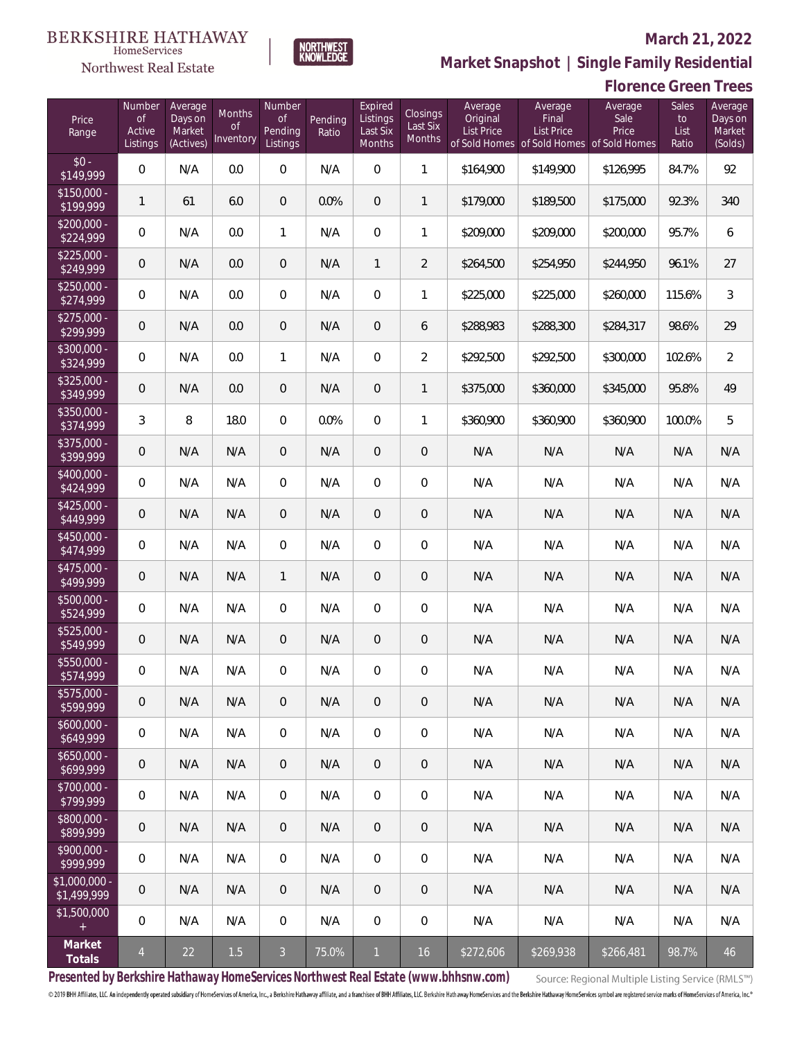BERKSHIRE HATHAWAY HomeServices Northwest Real Estate

NORTHWEST KNOWLEDGE

**March 21, 2022**

**Market Snapshot | Single Family Residential**

**Florence Green Trees**

| Price Range | Number of Active Listings | Average Days on Market (Actives) | Months of Inventory | Number of Pending Listings | Pending Ratio | Expired Listings Last Six Months | Closings Last Six Months | Average Original List Price of Sold Homes | Average Final List Price of Sold Homes | Average Sale Price of Sold Homes | Sales to List Ratio | Average Days on Market (Solds) |
|---|---|---|---|---|---|---|---|---|---|---|---|---|
| $0 - $149,999 | 0 | N/A | 0.0 | 0 | N/A | 0 | 1 | $164,900 | $149,900 | $126,995 | 84.7% | 92 |
| $150,000 - $199,999 | 1 | 61 | 6.0 | 0 | 0.0% | 0 | 1 | $179,000 | $189,500 | $175,000 | 92.3% | 340 |
| $200,000 - $224,999 | 0 | N/A | 0.0 | 1 | N/A | 0 | 1 | $209,000 | $209,000 | $200,000 | 95.7% | 6 |
| $225,000 - $249,999 | 0 | N/A | 0.0 | 0 | N/A | 1 | 2 | $264,500 | $254,950 | $244,950 | 96.1% | 27 |
| $250,000 - $274,999 | 0 | N/A | 0.0 | 0 | N/A | 0 | 1 | $225,000 | $225,000 | $260,000 | 115.6% | 3 |
| $275,000 - $299,999 | 0 | N/A | 0.0 | 0 | N/A | 0 | 6 | $288,983 | $288,300 | $284,317 | 98.6% | 29 |
| $300,000 - $324,999 | 0 | N/A | 0.0 | 1 | N/A | 0 | 2 | $292,500 | $292,500 | $300,000 | 102.6% | 2 |
| $325,000 - $349,999 | 0 | N/A | 0.0 | 0 | N/A | 0 | 1 | $375,000 | $360,000 | $345,000 | 95.8% | 49 |
| $350,000 - $374,999 | 3 | 8 | 18.0 | 0 | 0.0% | 0 | 1 | $360,900 | $360,900 | $360,900 | 100.0% | 5 |
| $375,000 - $399,999 | 0 | N/A | N/A | 0 | N/A | 0 | 0 | N/A | N/A | N/A | N/A | N/A |
| $400,000 - $424,999 | 0 | N/A | N/A | 0 | N/A | 0 | 0 | N/A | N/A | N/A | N/A | N/A |
| $425,000 - $449,999 | 0 | N/A | N/A | 0 | N/A | 0 | 0 | N/A | N/A | N/A | N/A | N/A |
| $450,000 - $474,999 | 0 | N/A | N/A | 0 | N/A | 0 | 0 | N/A | N/A | N/A | N/A | N/A |
| $475,000 - $499,999 | 0 | N/A | N/A | 1 | N/A | 0 | 0 | N/A | N/A | N/A | N/A | N/A |
| $500,000 - $524,999 | 0 | N/A | N/A | 0 | N/A | 0 | 0 | N/A | N/A | N/A | N/A | N/A |
| $525,000 - $549,999 | 0 | N/A | N/A | 0 | N/A | 0 | 0 | N/A | N/A | N/A | N/A | N/A |
| $550,000 - $574,999 | 0 | N/A | N/A | 0 | N/A | 0 | 0 | N/A | N/A | N/A | N/A | N/A |
| $575,000 - $599,999 | 0 | N/A | N/A | 0 | N/A | 0 | 0 | N/A | N/A | N/A | N/A | N/A |
| $600,000 - $649,999 | 0 | N/A | N/A | 0 | N/A | 0 | 0 | N/A | N/A | N/A | N/A | N/A |
| $650,000 - $699,999 | 0 | N/A | N/A | 0 | N/A | 0 | 0 | N/A | N/A | N/A | N/A | N/A |
| $700,000 - $799,999 | 0 | N/A | N/A | 0 | N/A | 0 | 0 | N/A | N/A | N/A | N/A | N/A |
| $800,000 - $899,999 | 0 | N/A | N/A | 0 | N/A | 0 | 0 | N/A | N/A | N/A | N/A | N/A |
| $900,000 - $999,999 | 0 | N/A | N/A | 0 | N/A | 0 | 0 | N/A | N/A | N/A | N/A | N/A |
| $1,000,000 - $1,499,999 | 0 | N/A | N/A | 0 | N/A | 0 | 0 | N/A | N/A | N/A | N/A | N/A |
| $1,500,000 + | 0 | N/A | N/A | 0 | N/A | 0 | 0 | N/A | N/A | N/A | N/A | N/A |
| **Market Totals** | 4 | 22 | 1.5 | 3 | 75.0% | 1 | 16 | $272,606 | $269,938 | $266,481 | 98.7% | 46 |

**Presented by Berkshire Hathaway HomeServices Northwest Real Estate (www.bhhsnw.com)**

Source: Regional Multiple Listing Service (RMLS™)

© 2019 BHH Affiliates, LLC. An independently operated subsidiary of HomeServices of America, Inc., a Berkshire Hathaway affiliate, and a franchisee of BHH Affiliates, LLC. Berkshire Hathaway HomeServices and the Berkshire Hathaway HomeServices symbol are registered service marks of HomeServices of America, Inc.®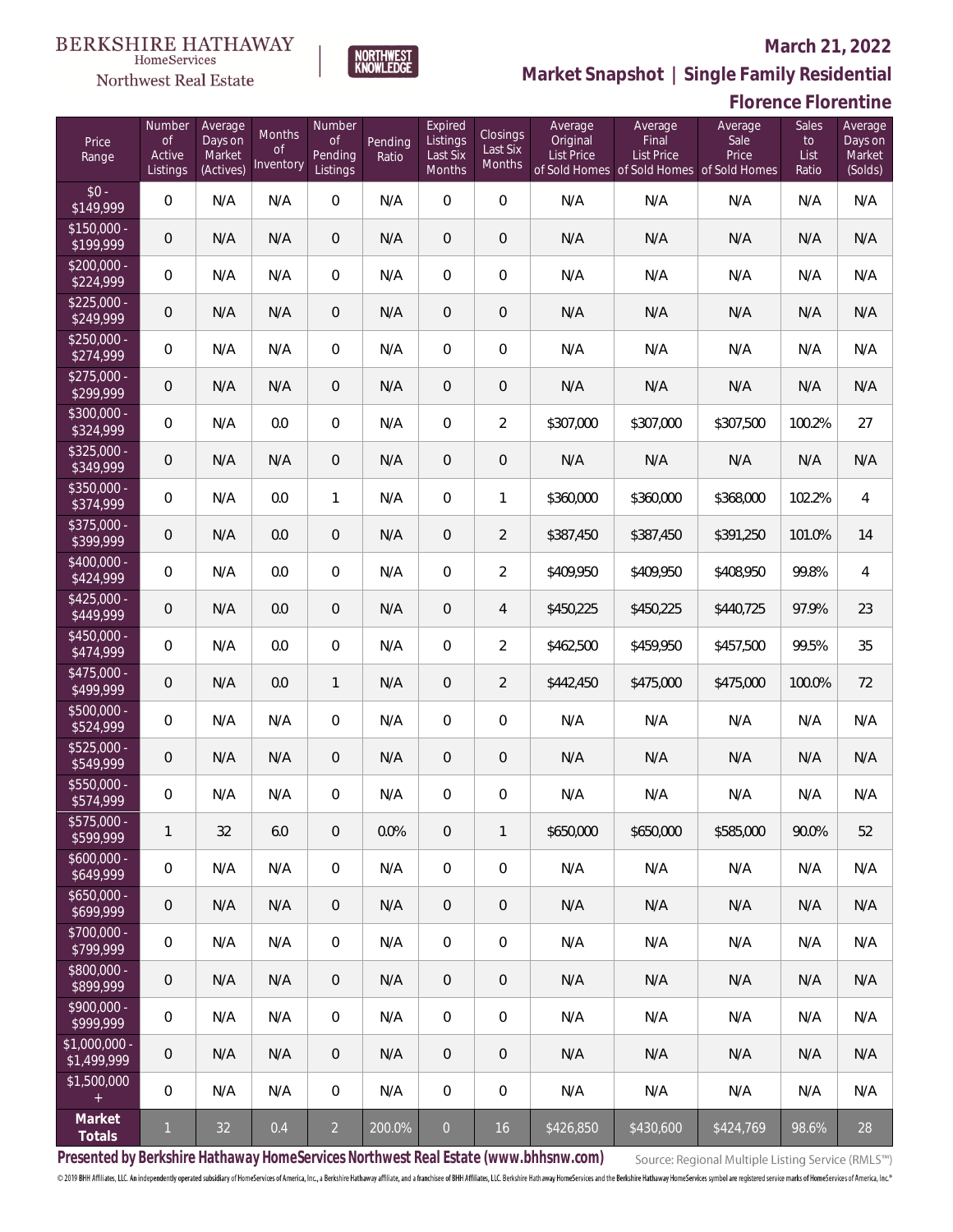BERKSHIRE HATHAWAY HomeServices

Northwest Real Estate

NORTHWEST KNOWLEDGE

# March 21, 2022

## Market Snapshot | Single Family Residential

## Florence Florentine

| Price Range | Number of Active Listings | Average Days on Market (Actives) | Months of Inventory | Number of Pending Listings | Pending Ratio | Expired Listings Last Six Months | Closings Last Six Months | Average Original List Price of Sold Homes | Average Final List Price of Sold Homes | Average Sale Price of Sold Homes | Sales to List Ratio | Average Days on Market (Solds) |
|---|---|---|---|---|---|---|---|---|---|---|---|---|
| $0 - $149,999 | 0 | N/A | N/A | 0 | N/A | 0 | 0 | N/A | N/A | N/A | N/A | N/A |
| $150,000 - $199,999 | 0 | N/A | N/A | 0 | N/A | 0 | 0 | N/A | N/A | N/A | N/A | N/A |
| $200,000 - $224,999 | 0 | N/A | N/A | 0 | N/A | 0 | 0 | N/A | N/A | N/A | N/A | N/A |
| $225,000 - $249,999 | 0 | N/A | N/A | 0 | N/A | 0 | 0 | N/A | N/A | N/A | N/A | N/A |
| $250,000 - $274,999 | 0 | N/A | N/A | 0 | N/A | 0 | 0 | N/A | N/A | N/A | N/A | N/A |
| $275,000 - $299,999 | 0 | N/A | N/A | 0 | N/A | 0 | 0 | N/A | N/A | N/A | N/A | N/A |
| $300,000 - $324,999 | 0 | N/A | 0.0 | 0 | N/A | 0 | 2 | $307,000 | $307,000 | $307,500 | 100.2% | 27 |
| $325,000 - $349,999 | 0 | N/A | N/A | 0 | N/A | 0 | 0 | N/A | N/A | N/A | N/A | N/A |
| $350,000 - $374,999 | 0 | N/A | 0.0 | 1 | N/A | 0 | 1 | $360,000 | $360,000 | $368,000 | 102.2% | 4 |
| $375,000 - $399,999 | 0 | N/A | 0.0 | 0 | N/A | 0 | 2 | $387,450 | $387,450 | $391,250 | 101.0% | 14 |
| $400,000 - $424,999 | 0 | N/A | 0.0 | 0 | N/A | 0 | 2 | $409,950 | $409,950 | $408,950 | 99.8% | 4 |
| $425,000 - $449,999 | 0 | N/A | 0.0 | 0 | N/A | 0 | 4 | $450,225 | $450,225 | $440,725 | 97.9% | 23 |
| $450,000 - $474,999 | 0 | N/A | 0.0 | 0 | N/A | 0 | 2 | $462,500 | $459,950 | $457,500 | 99.5% | 35 |
| $475,000 - $499,999 | 0 | N/A | 0.0 | 1 | N/A | 0 | 2 | $442,450 | $475,000 | $475,000 | 100.0% | 72 |
| $500,000 - $524,999 | 0 | N/A | N/A | 0 | N/A | 0 | 0 | N/A | N/A | N/A | N/A | N/A |
| $525,000 - $549,999 | 0 | N/A | N/A | 0 | N/A | 0 | 0 | N/A | N/A | N/A | N/A | N/A |
| $550,000 - $574,999 | 0 | N/A | N/A | 0 | N/A | 0 | 0 | N/A | N/A | N/A | N/A | N/A |
| $575,000 - $599,999 | 1 | 32 | 6.0 | 0 | 0.0% | 0 | 1 | $650,000 | $650,000 | $585,000 | 90.0% | 52 |
| $600,000 - $649,999 | 0 | N/A | N/A | 0 | N/A | 0 | 0 | N/A | N/A | N/A | N/A | N/A |
| $650,000 - $699,999 | 0 | N/A | N/A | 0 | N/A | 0 | 0 | N/A | N/A | N/A | N/A | N/A |
| $700,000 - $799,999 | 0 | N/A | N/A | 0 | N/A | 0 | 0 | N/A | N/A | N/A | N/A | N/A |
| $800,000 - $899,999 | 0 | N/A | N/A | 0 | N/A | 0 | 0 | N/A | N/A | N/A | N/A | N/A |
| $900,000 - $999,999 | 0 | N/A | N/A | 0 | N/A | 0 | 0 | N/A | N/A | N/A | N/A | N/A |
| $1,000,000 - $1,499,999 | 0 | N/A | N/A | 0 | N/A | 0 | 0 | N/A | N/A | N/A | N/A | N/A |
| $1,500,000 + | 0 | N/A | N/A | 0 | N/A | 0 | 0 | N/A | N/A | N/A | N/A | N/A |
| **Market Totals** | 1 | 32 | 0.4 | 2 | 200.0% | 0 | 16 | $426,850 | $430,600 | $424,769 | 98.6% | 28 |

**Presented by Berkshire Hathaway HomeServices Northwest Real Estate (www.bhhsnw.com)**

Source: Regional Multiple Listing Service (RMLS™)

© 2019 BHH Affiliates, LLC. An independently operated subsidiary of HomeServices of America, Inc., a Berkshire Hathaway affiliate, and a franchisee of BHH Affiliates, LLC. Berkshire Hathaway HomeServices and the Berkshire Hathaway HomeServices symbol are registered service marks of HomeServices of America, Inc.®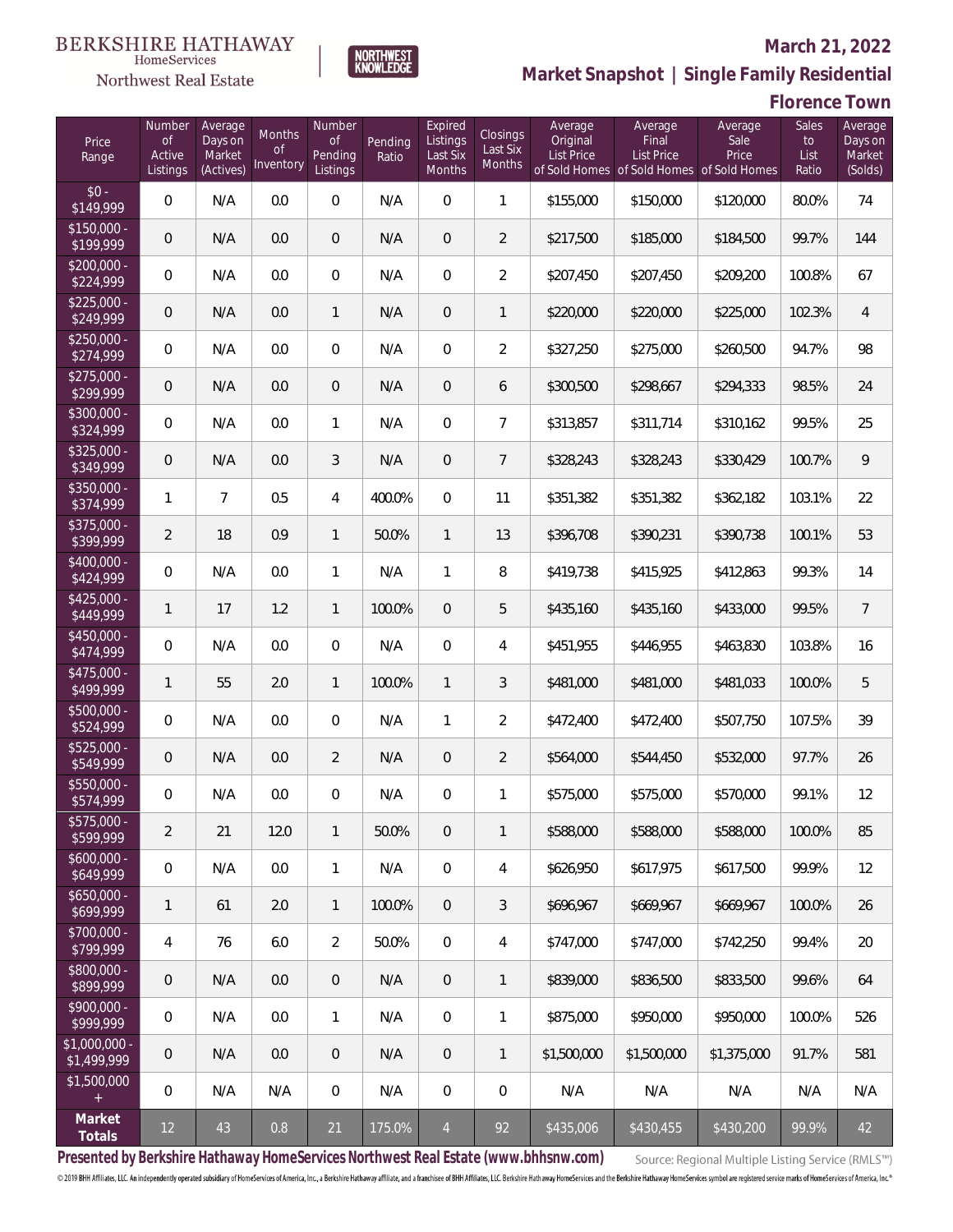BERKSHIRE HATHAWAY HomeServices Northwest Real Estate

NORTHWEST KNOWLEDGE

# March 21, 2022

## Market Snapshot | Single Family Residential

### Florence Town

| Price Range | Number of Active Listings | Average Days on Market (Actives) | Months of Inventory | Number of Pending Listings | Pending Ratio | Expired Listings Last Six Months | Closings Last Six Months | Average Original List Price of Sold Homes | Average Final List Price of Sold Homes | Average Sale Price of Sold Homes | Sales to List Ratio | Average Days on Market (Solds) |
|---|---|---|---|---|---|---|---|---|---|---|---|---|
| $0 - $149,999 | 0 | N/A | 0.0 | 0 | N/A | 0 | 1 | $155,000 | $150,000 | $120,000 | 80.0% | 74 |
| $150,000 - $199,999 | 0 | N/A | 0.0 | 0 | N/A | 0 | 2 | $217,500 | $185,000 | $184,500 | 99.7% | 144 |
| $200,000 - $224,999 | 0 | N/A | 0.0 | 0 | N/A | 0 | 2 | $207,450 | $207,450 | $209,200 | 100.8% | 67 |
| $225,000 - $249,999 | 0 | N/A | 0.0 | 1 | N/A | 0 | 1 | $220,000 | $220,000 | $225,000 | 102.3% | 4 |
| $250,000 - $274,999 | 0 | N/A | 0.0 | 0 | N/A | 0 | 2 | $327,250 | $275,000 | $260,500 | 94.7% | 98 |
| $275,000 - $299,999 | 0 | N/A | 0.0 | 0 | N/A | 0 | 6 | $300,500 | $298,667 | $294,333 | 98.5% | 24 |
| $300,000 - $324,999 | 0 | N/A | 0.0 | 1 | N/A | 0 | 7 | $313,857 | $311,714 | $310,162 | 99.5% | 25 |
| $325,000 - $349,999 | 0 | N/A | 0.0 | 3 | N/A | 0 | 7 | $328,243 | $328,243 | $330,429 | 100.7% | 9 |
| $350,000 - $374,999 | 1 | 7 | 0.5 | 4 | 400.0% | 0 | 11 | $351,382 | $351,382 | $362,182 | 103.1% | 22 |
| $375,000 - $399,999 | 2 | 18 | 0.9 | 1 | 50.0% | 1 | 13 | $396,708 | $390,231 | $390,738 | 100.1% | 53 |
| $400,000 - $424,999 | 0 | N/A | 0.0 | 1 | N/A | 1 | 8 | $419,738 | $415,925 | $412,863 | 99.3% | 14 |
| $425,000 - $449,999 | 1 | 17 | 1.2 | 1 | 100.0% | 0 | 5 | $435,160 | $435,160 | $433,000 | 99.5% | 7 |
| $450,000 - $474,999 | 0 | N/A | 0.0 | 0 | N/A | 0 | 4 | $451,955 | $446,955 | $463,830 | 103.8% | 16 |
| $475,000 - $499,999 | 1 | 55 | 2.0 | 1 | 100.0% | 1 | 3 | $481,000 | $481,000 | $481,033 | 100.0% | 5 |
| $500,000 - $524,999 | 0 | N/A | 0.0 | 0 | N/A | 1 | 2 | $472,400 | $472,400 | $507,750 | 107.5% | 39 |
| $525,000 - $549,999 | 0 | N/A | 0.0 | 2 | N/A | 0 | 2 | $564,000 | $544,450 | $532,000 | 97.7% | 26 |
| $550,000 - $574,999 | 0 | N/A | 0.0 | 0 | N/A | 0 | 1 | $575,000 | $575,000 | $570,000 | 99.1% | 12 |
| $575,000 - $599,999 | 2 | 21 | 12.0 | 1 | 50.0% | 0 | 1 | $588,000 | $588,000 | $588,000 | 100.0% | 85 |
| $600,000 - $649,999 | 0 | N/A | 0.0 | 1 | N/A | 0 | 4 | $626,950 | $617,975 | $617,500 | 99.9% | 12 |
| $650,000 - $699,999 | 1 | 61 | 2.0 | 1 | 100.0% | 0 | 3 | $696,967 | $669,967 | $669,967 | 100.0% | 26 |
| $700,000 - $799,999 | 4 | 76 | 6.0 | 2 | 50.0% | 0 | 4 | $747,000 | $747,000 | $742,250 | 99.4% | 20 |
| $800,000 - $899,999 | 0 | N/A | 0.0 | 0 | N/A | 0 | 1 | $839,000 | $836,500 | $833,500 | 99.6% | 64 |
| $900,000 - $999,999 | 0 | N/A | 0.0 | 1 | N/A | 0 | 1 | $875,000 | $950,000 | $950,000 | 100.0% | 526 |
| $1,000,000 - $1,499,999 | 0 | N/A | 0.0 | 0 | N/A | 0 | 1 | $1,500,000 | $1,500,000 | $1,375,000 | 91.7% | 581 |
| $1,500,000 + | 0 | N/A | N/A | 0 | N/A | 0 | 0 | N/A | N/A | N/A | N/A | N/A |
| Market Totals | 12 | 43 | 0.8 | 21 | 175.0% | 4 | 92 | $435,006 | $430,455 | $430,200 | 99.9% | 42 |

Presented by Berkshire Hathaway HomeServices Northwest Real Estate (www.bhhsnw.com)

Source: Regional Multiple Listing Service (RMLS™)

© 2019 BHH Affiliates, LLC. An independently operated subsidiary of HomeServices of America, Inc., a Berkshire Hathaway affiliate, and a franchisee of BHH Affiliates, LLC. Berkshire Hathaway HomeServices and the Berkshire Hathaway HomeServices symbol are registered service marks of HomeServices of America, Inc.®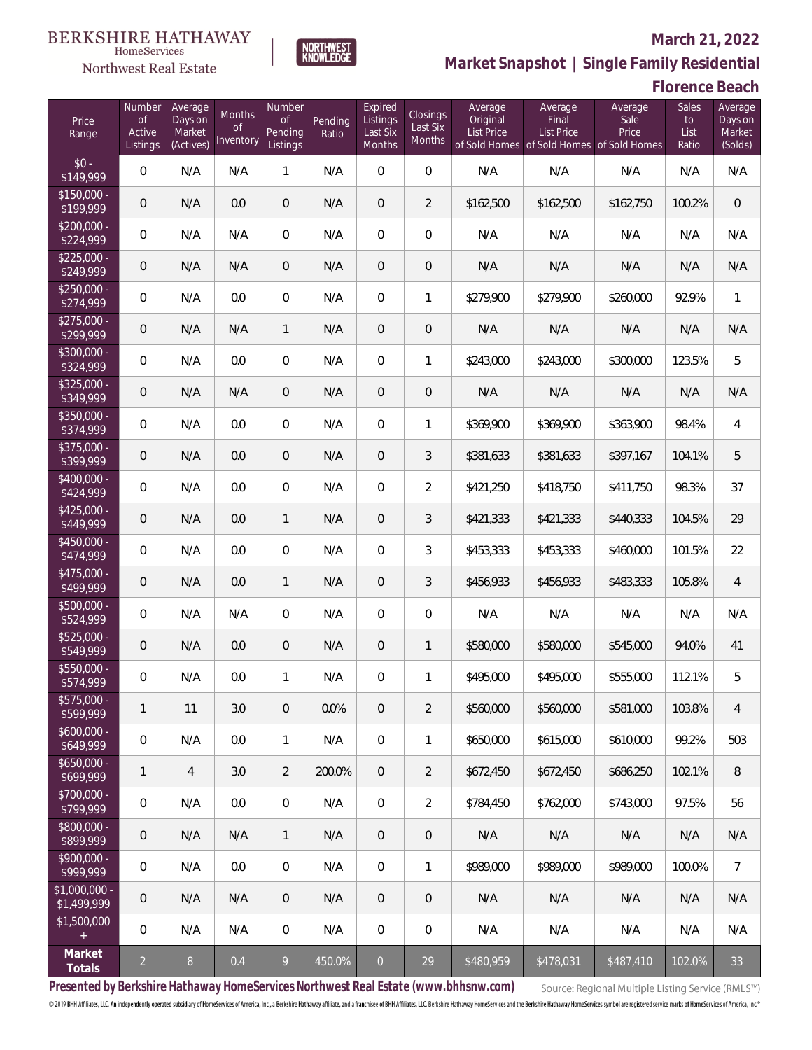BERKSHIRE HATHAWAY HomeServices Northwest Real Estate

NORTHWEST KNOWLEDGE

**March 21, 2022**

**Market Snapshot | Single Family Residential**

**Florence Beach**

| Price Range | Number of Active Listings | Average Days on Market (Actives) | Months of Inventory | Number of Pending Listings | Pending Ratio | Expired Listings Last Six Months | Closings Last Six Months | Average Original List Price of Sold Homes | Average Final List Price of Sold Homes | Average Sale Price of Sold Homes | Sales to List Ratio | Average Days on Market (Solds) |
|---|---|---|---|---|---|---|---|---|---|---|---|---|
| $0 - $149,999 | 0 | N/A | N/A | 1 | N/A | 0 | 0 | N/A | N/A | N/A | N/A | N/A |
| $150,000 - $199,999 | 0 | N/A | 0.0 | 0 | N/A | 0 | 2 | $162,500 | $162,500 | $162,750 | 100.2% | 0 |
| $200,000 - $224,999 | 0 | N/A | N/A | 0 | N/A | 0 | 0 | N/A | N/A | N/A | N/A | N/A |
| $225,000 - $249,999 | 0 | N/A | N/A | 0 | N/A | 0 | 0 | N/A | N/A | N/A | N/A | N/A |
| $250,000 - $274,999 | 0 | N/A | 0.0 | 0 | N/A | 0 | 1 | $279,900 | $279,900 | $260,000 | 92.9% | 1 |
| $275,000 - $299,999 | 0 | N/A | N/A | 1 | N/A | 0 | 0 | N/A | N/A | N/A | N/A | N/A |
| $300,000 - $324,999 | 0 | N/A | 0.0 | 0 | N/A | 0 | 1 | $243,000 | $243,000 | $300,000 | 123.5% | 5 |
| $325,000 - $349,999 | 0 | N/A | N/A | 0 | N/A | 0 | 0 | N/A | N/A | N/A | N/A | N/A |
| $350,000 - $374,999 | 0 | N/A | 0.0 | 0 | N/A | 0 | 1 | $369,900 | $369,900 | $363,900 | 98.4% | 4 |
| $375,000 - $399,999 | 0 | N/A | 0.0 | 0 | N/A | 0 | 3 | $381,633 | $381,633 | $397,167 | 104.1% | 5 |
| $400,000 - $424,999 | 0 | N/A | 0.0 | 0 | N/A | 0 | 2 | $421,250 | $418,750 | $411,750 | 98.3% | 37 |
| $425,000 - $449,999 | 0 | N/A | 0.0 | 1 | N/A | 0 | 3 | $421,333 | $421,333 | $440,333 | 104.5% | 29 |
| $450,000 - $474,999 | 0 | N/A | 0.0 | 0 | N/A | 0 | 3 | $453,333 | $453,333 | $460,000 | 101.5% | 22 |
| $475,000 - $499,999 | 0 | N/A | 0.0 | 1 | N/A | 0 | 3 | $456,933 | $456,933 | $483,333 | 105.8% | 4 |
| $500,000 - $524,999 | 0 | N/A | N/A | 0 | N/A | 0 | 0 | N/A | N/A | N/A | N/A | N/A |
| $525,000 - $549,999 | 0 | N/A | 0.0 | 0 | N/A | 0 | 1 | $580,000 | $580,000 | $545,000 | 94.0% | 41 |
| $550,000 - $574,999 | 0 | N/A | 0.0 | 1 | N/A | 0 | 1 | $495,000 | $495,000 | $555,000 | 112.1% | 5 |
| $575,000 - $599,999 | 1 | 11 | 3.0 | 0 | 0.0% | 0 | 2 | $560,000 | $560,000 | $581,000 | 103.8% | 4 |
| $600,000 - $649,999 | 0 | N/A | 0.0 | 1 | N/A | 0 | 1 | $650,000 | $615,000 | $610,000 | 99.2% | 503 |
| $650,000 - $699,999 | 1 | 4 | 3.0 | 2 | 200.0% | 0 | 2 | $672,450 | $672,450 | $686,250 | 102.1% | 8 |
| $700,000 - $799,999 | 0 | N/A | 0.0 | 0 | N/A | 0 | 2 | $784,450 | $762,000 | $743,000 | 97.5% | 56 |
| $800,000 - $899,999 | 0 | N/A | N/A | 1 | N/A | 0 | 0 | N/A | N/A | N/A | N/A | N/A |
| $900,000 - $999,999 | 0 | N/A | 0.0 | 0 | N/A | 0 | 1 | $989,000 | $989,000 | $989,000 | 100.0% | 7 |
| $1,000,000 - $1,499,999 | 0 | N/A | N/A | 0 | N/A | 0 | 0 | N/A | N/A | N/A | N/A | N/A |
| $1,500,000 + | 0 | N/A | N/A | 0 | N/A | 0 | 0 | N/A | N/A | N/A | N/A | N/A |
| **Market Totals** | 2 | 8 | 0.4 | 9 | 450.0% | 0 | 29 | $480,959 | $478,031 | $487,410 | 102.0% | 33 |

**Presented by Berkshire Hathaway HomeServices Northwest Real Estate (www.bhhsnw.com)**

Source: Regional Multiple Listing Service (RMLS™)

© 2019 BHH Affiliates, LLC. An independently operated subsidiary of HomeServices of America, Inc., a Berkshire Hathaway affiliate, and a franchisee of BHH Affiliates, LLC. Berkshire Hathaway HomeServices and the Berkshire Hathaway HomeServices symbol are registered service marks of HomeServices of America, Inc.®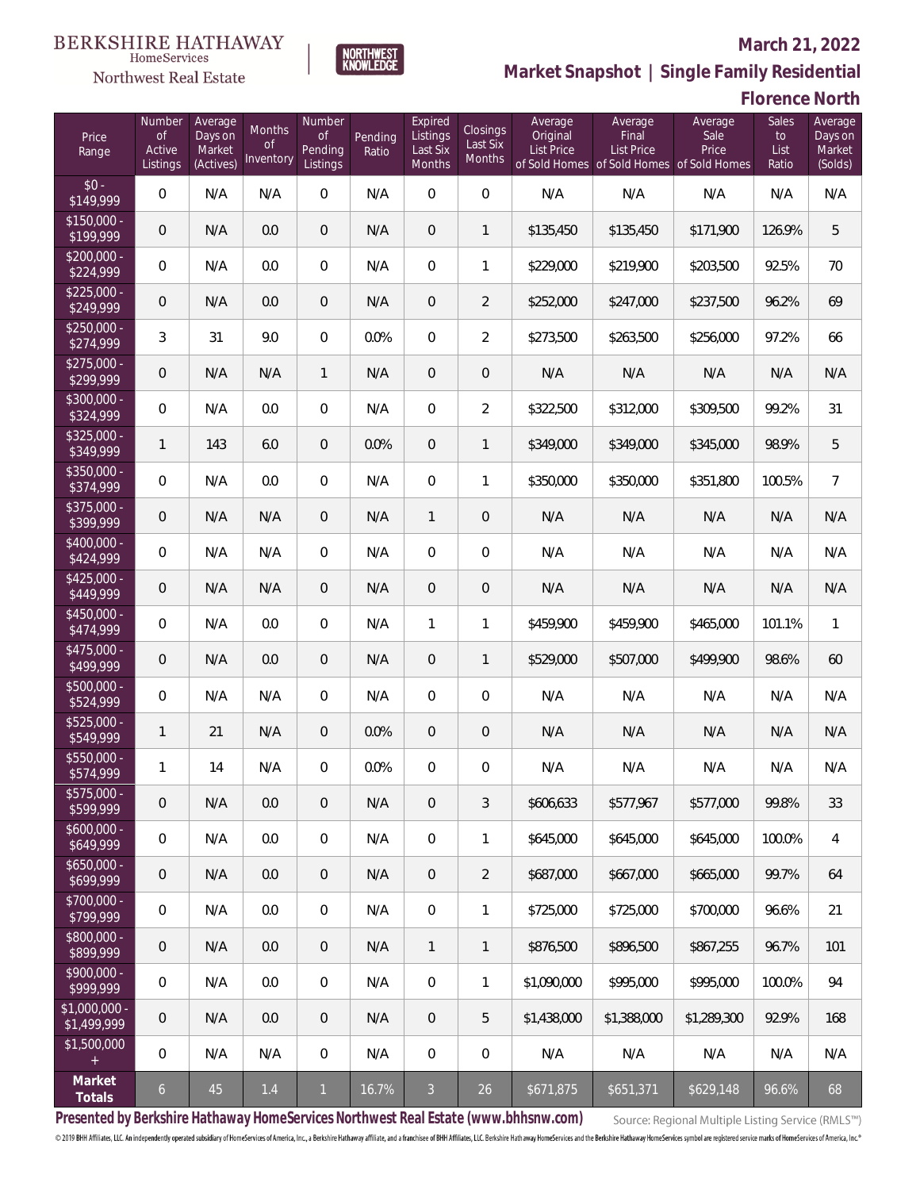BERKSHIRE HATHAWAY HomeServices Northwest Real Estate

NORTHWEST KNOWLEDGE

## March 21, 2022

## Market Snapshot | Single Family Residential

## Florence North

| Price Range | Number of Active Listings | Average Days on Market (Actives) | Months of Inventory | Number of Pending Listings | Pending Ratio | Expired Listings Last Six Months | Closings Last Six Months | Average Original List Price of Sold Homes | Average Final List Price of Sold Homes | Average Sale Price of Sold Homes | Sales to List Ratio | Average Days on Market (Solds) |
|---|---|---|---|---|---|---|---|---|---|---|---|---|
| $0 - $149,999 | 0 | N/A | N/A | 0 | N/A | 0 | 0 | N/A | N/A | N/A | N/A | N/A |
| $150,000 - $199,999 | 0 | N/A | 0.0 | 0 | N/A | 0 | 1 | $135,450 | $135,450 | $171,900 | 126.9% | 5 |
| $200,000 - $224,999 | 0 | N/A | 0.0 | 0 | N/A | 0 | 1 | $229,000 | $219,900 | $203,500 | 92.5% | 70 |
| $225,000 - $249,999 | 0 | N/A | 0.0 | 0 | N/A | 0 | 2 | $252,000 | $247,000 | $237,500 | 96.2% | 69 |
| $250,000 - $274,999 | 3 | 31 | 9.0 | 0 | 0.0% | 0 | 2 | $273,500 | $263,500 | $256,000 | 97.2% | 66 |
| $275,000 - $299,999 | 0 | N/A | N/A | 1 | N/A | 0 | 0 | N/A | N/A | N/A | N/A | N/A |
| $300,000 - $324,999 | 0 | N/A | 0.0 | 0 | N/A | 0 | 2 | $322,500 | $312,000 | $309,500 | 99.2% | 31 |
| $325,000 - $349,999 | 1 | 143 | 6.0 | 0 | 0.0% | 0 | 1 | $349,000 | $349,000 | $345,000 | 98.9% | 5 |
| $350,000 - $374,999 | 0 | N/A | 0.0 | 0 | N/A | 0 | 1 | $350,000 | $350,000 | $351,800 | 100.5% | 7 |
| $375,000 - $399,999 | 0 | N/A | N/A | 0 | N/A | 1 | 0 | N/A | N/A | N/A | N/A | N/A |
| $400,000 - $424,999 | 0 | N/A | N/A | 0 | N/A | 0 | 0 | N/A | N/A | N/A | N/A | N/A |
| $425,000 - $449,999 | 0 | N/A | N/A | 0 | N/A | 0 | 0 | N/A | N/A | N/A | N/A | N/A |
| $450,000 - $474,999 | 0 | N/A | 0.0 | 0 | N/A | 1 | 1 | $459,900 | $459,900 | $465,000 | 101.1% | 1 |
| $475,000 - $499,999 | 0 | N/A | 0.0 | 0 | N/A | 0 | 1 | $529,000 | $507,000 | $499,900 | 98.6% | 60 |
| $500,000 - $524,999 | 0 | N/A | N/A | 0 | N/A | 0 | 0 | N/A | N/A | N/A | N/A | N/A |
| $525,000 - $549,999 | 1 | 21 | N/A | 0 | 0.0% | 0 | 0 | N/A | N/A | N/A | N/A | N/A |
| $550,000 - $574,999 | 1 | 14 | N/A | 0 | 0.0% | 0 | 0 | N/A | N/A | N/A | N/A | N/A |
| $575,000 - $599,999 | 0 | N/A | 0.0 | 0 | N/A | 0 | 3 | $606,633 | $577,967 | $577,000 | 99.8% | 33 |
| $600,000 - $649,999 | 0 | N/A | 0.0 | 0 | N/A | 0 | 1 | $645,000 | $645,000 | $645,000 | 100.0% | 4 |
| $650,000 - $699,999 | 0 | N/A | 0.0 | 0 | N/A | 0 | 2 | $687,000 | $667,000 | $665,000 | 99.7% | 64 |
| $700,000 - $799,999 | 0 | N/A | 0.0 | 0 | N/A | 0 | 1 | $725,000 | $725,000 | $700,000 | 96.6% | 21 |
| $800,000 - $899,999 | 0 | N/A | 0.0 | 0 | N/A | 1 | 1 | $876,500 | $896,500 | $867,255 | 96.7% | 101 |
| $900,000 - $999,999 | 0 | N/A | 0.0 | 0 | N/A | 0 | 1 | $1,090,000 | $995,000 | $995,000 | 100.0% | 94 |
| $1,000,000 - $1,499,999 | 0 | N/A | 0.0 | 0 | N/A | 0 | 5 | $1,438,000 | $1,388,000 | $1,289,300 | 92.9% | 168 |
| $1,500,000 + | 0 | N/A | N/A | 0 | N/A | 0 | 0 | N/A | N/A | N/A | N/A | N/A |
| **Market Totals** | 6 | 45 | 1.4 | 1 | 16.7% | 3 | 26 | $671,875 | $651,371 | $629,148 | 96.6% | 68 |

**Presented by Berkshire Hathaway HomeServices Northwest Real Estate (www.bhhsnw.com)**

Source: Regional Multiple Listing Service (RMLS™)

© 2019 BHH Affiliates, LLC. An independently operated subsidiary of HomeServices of America, Inc., a Berkshire Hathaway affiliate, and a franchisee of BHH Affiliates, LLC. Berkshire Hathaway HomeServices and the Berkshire Hathaway HomeServices symbol are registered service marks of HomeServices of America, Inc.®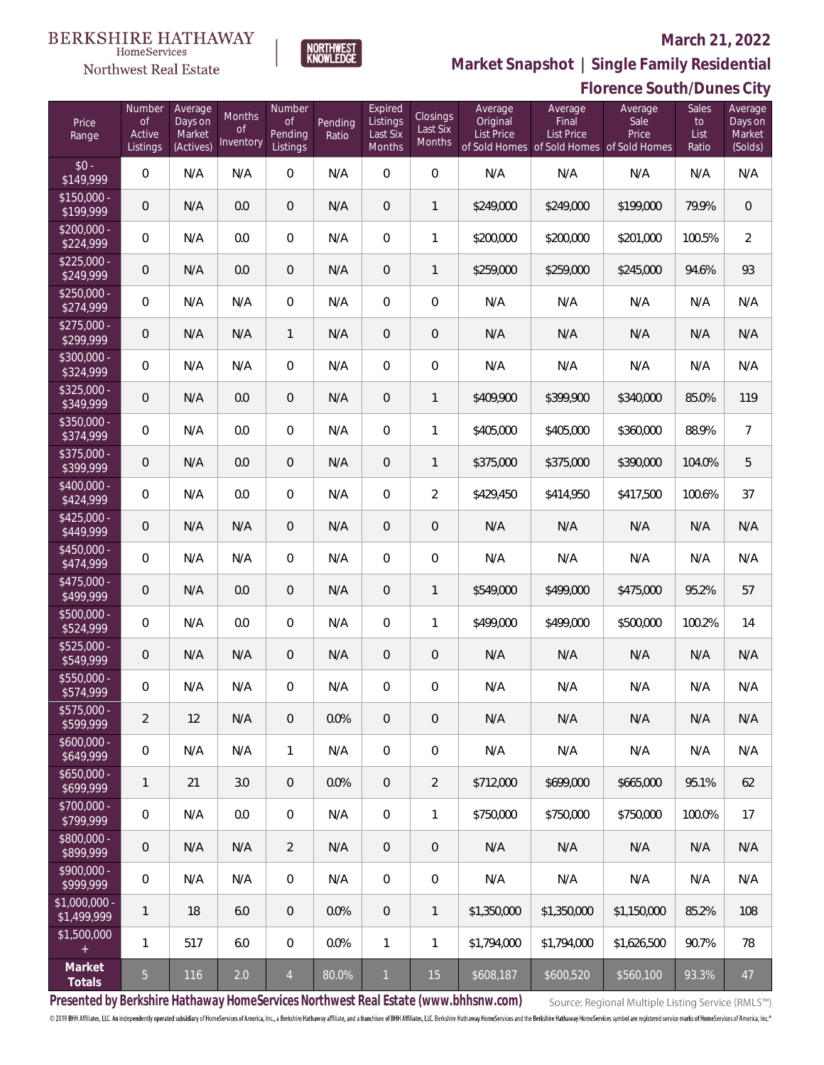BERKSHIRE HATHAWAY HomeServices Northwest Real Estate

NORTHWEST KNOWLEDGE

**March 21, 2022**

**Market Snapshot | Single Family Residential**

**Florence South/Dunes City**

| Price Range | Number of Active Listings | Average Days on Market (Actives) | Months of Inventory | Number of Pending Listings | Pending Ratio | Expired Listings Last Six Months | Closings Last Six Months | Average Original List Price of Sold Homes | Average Final List Price of Sold Homes | Average Sale Price of Sold Homes | Sales to List Ratio | Average Days on Market (Solds) |
|---|---|---|---|---|---|---|---|---|---|---|---|---|
| $0 - $149,999 | 0 | N/A | N/A | 0 | N/A | 0 | 0 | N/A | N/A | N/A | N/A | N/A |
| $150,000 - $199,999 | 0 | N/A | 0.0 | 0 | N/A | 0 | 1 | $249,000 | $249,000 | $199,000 | 79.9% | 0 |
| $200,000 - $224,999 | 0 | N/A | 0.0 | 0 | N/A | 0 | 1 | $200,000 | $200,000 | $201,000 | 100.5% | 2 |
| $225,000 - $249,999 | 0 | N/A | 0.0 | 0 | N/A | 0 | 1 | $259,000 | $259,000 | $245,000 | 94.6% | 93 |
| $250,000 - $274,999 | 0 | N/A | N/A | 0 | N/A | 0 | 0 | N/A | N/A | N/A | N/A | N/A |
| $275,000 - $299,999 | 0 | N/A | N/A | 1 | N/A | 0 | 0 | N/A | N/A | N/A | N/A | N/A |
| $300,000 - $324,999 | 0 | N/A | N/A | 0 | N/A | 0 | 0 | N/A | N/A | N/A | N/A | N/A |
| $325,000 - $349,999 | 0 | N/A | 0.0 | 0 | N/A | 0 | 1 | $409,900 | $399,900 | $340,000 | 85.0% | 119 |
| $350,000 - $374,999 | 0 | N/A | 0.0 | 0 | N/A | 0 | 1 | $405,000 | $405,000 | $360,000 | 88.9% | 7 |
| $375,000 - $399,999 | 0 | N/A | 0.0 | 0 | N/A | 0 | 1 | $375,000 | $375,000 | $390,000 | 104.0% | 5 |
| $400,000 - $424,999 | 0 | N/A | 0.0 | 0 | N/A | 0 | 2 | $429,450 | $414,950 | $417,500 | 100.6% | 37 |
| $425,000 - $449,999 | 0 | N/A | N/A | 0 | N/A | 0 | 0 | N/A | N/A | N/A | N/A | N/A |
| $450,000 - $474,999 | 0 | N/A | N/A | 0 | N/A | 0 | 0 | N/A | N/A | N/A | N/A | N/A |
| $475,000 - $499,999 | 0 | N/A | 0.0 | 0 | N/A | 0 | 1 | $549,000 | $499,000 | $475,000 | 95.2% | 57 |
| $500,000 - $524,999 | 0 | N/A | 0.0 | 0 | N/A | 0 | 1 | $499,000 | $499,000 | $500,000 | 100.2% | 14 |
| $525,000 - $549,999 | 0 | N/A | N/A | 0 | N/A | 0 | 0 | N/A | N/A | N/A | N/A | N/A |
| $550,000 - $574,999 | 0 | N/A | N/A | 0 | N/A | 0 | 0 | N/A | N/A | N/A | N/A | N/A |
| $575,000 - $599,999 | 2 | 12 | N/A | 0 | 0.0% | 0 | 0 | N/A | N/A | N/A | N/A | N/A |
| $600,000 - $649,999 | 0 | N/A | N/A | 1 | N/A | 0 | 0 | N/A | N/A | N/A | N/A | N/A |
| $650,000 - $699,999 | 1 | 21 | 3.0 | 0 | 0.0% | 0 | 2 | $712,000 | $699,000 | $665,000 | 95.1% | 62 |
| $700,000 - $799,999 | 0 | N/A | 0.0 | 0 | N/A | 0 | 1 | $750,000 | $750,000 | $750,000 | 100.0% | 17 |
| $800,000 - $899,999 | 0 | N/A | N/A | 2 | N/A | 0 | 0 | N/A | N/A | N/A | N/A | N/A |
| $900,000 - $999,999 | 0 | N/A | N/A | 0 | N/A | 0 | 0 | N/A | N/A | N/A | N/A | N/A |
| $1,000,000 - $1,499,999 | 1 | 18 | 6.0 | 0 | 0.0% | 0 | 1 | $1,350,000 | $1,350,000 | $1,150,000 | 85.2% | 108 |
| $1,500,000 + | 1 | 517 | 6.0 | 0 | 0.0% | 1 | 1 | $1,794,000 | $1,794,000 | $1,626,500 | 90.7% | 78 |
| **Market Totals** | 5 | 116 | 2.0 | 4 | 80.0% | 1 | 15 | $608,187 | $600,520 | $560,100 | 93.3% | 47 |

**Presented by Berkshire Hathaway HomeServices Northwest Real Estate (www.bhhsnw.com)**

Source: Regional Multiple Listing Service (RMLS™)

© 2019 BHH Affiliates, LLC. An independently operated subsidiary of HomeServices of America, Inc., a Berkshire Hathaway affiliate, and a franchisee of BHH Affiliates, LLC. Berkshire Hathaway HomeServices and the Berkshire Hathaway HomeServices symbol are registered service marks of HomeServices of America, Inc.®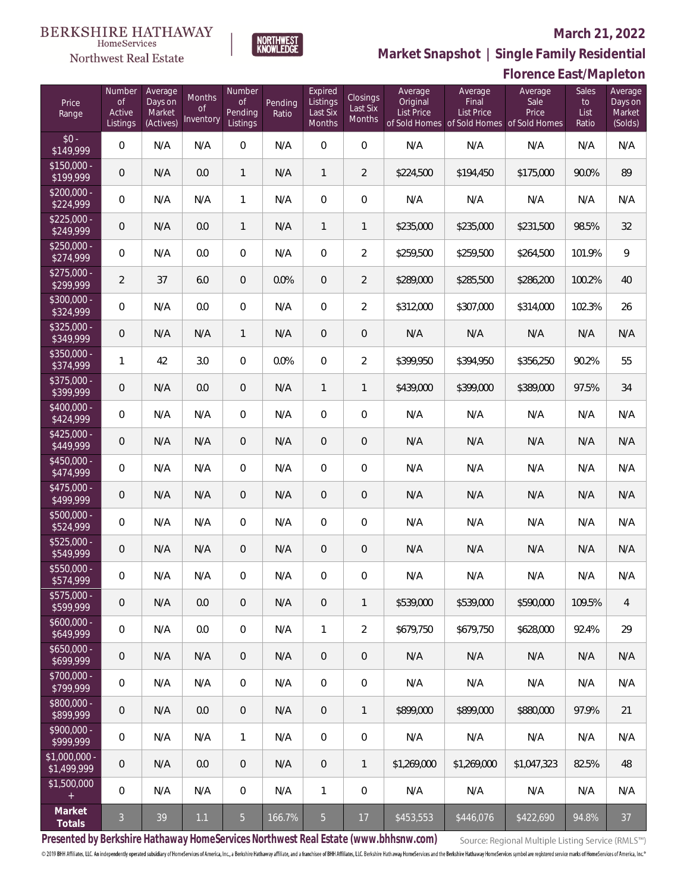BERKSHIRE HATHAWAY HomeServices Northwest Real Estate

NORTHWEST KNOWLEDGE

**March 21, 2022**

## Market Snapshot | Single Family Residential

## Florence East/Mapleton

| Price Range | Number of Active Listings | Average Days on Market (Actives) | Months of Inventory | Number of Pending Listings | Pending Ratio | Expired Listings Last Six Months | Closings Last Six Months | Average Original List Price of Sold Homes | Average Final List Price of Sold Homes | Average Sale Price of Sold Homes | Sales to List Ratio | Average Days on Market (Solds) |
|---|---|---|---|---|---|---|---|---|---|---|---|---|
| $0 - $149,999 | 0 | N/A | N/A | 0 | N/A | 0 | 0 | N/A | N/A | N/A | N/A | N/A |
| $150,000 - $199,999 | 0 | N/A | 0.0 | 1 | N/A | 1 | 2 | $224,500 | $194,450 | $175,000 | 90.0% | 89 |
| $200,000 - $224,999 | 0 | N/A | N/A | 1 | N/A | 0 | 0 | N/A | N/A | N/A | N/A | N/A |
| $225,000 - $249,999 | 0 | N/A | 0.0 | 1 | N/A | 1 | 1 | $235,000 | $235,000 | $231,500 | 98.5% | 32 |
| $250,000 - $274,999 | 0 | N/A | 0.0 | 0 | N/A | 0 | 2 | $259,500 | $259,500 | $264,500 | 101.9% | 9 |
| $275,000 - $299,999 | 2 | 37 | 6.0 | 0 | 0.0% | 0 | 2 | $289,000 | $285,500 | $286,200 | 100.2% | 40 |
| $300,000 - $324,999 | 0 | N/A | 0.0 | 0 | N/A | 0 | 2 | $312,000 | $307,000 | $314,000 | 102.3% | 26 |
| $325,000 - $349,999 | 0 | N/A | N/A | 1 | N/A | 0 | 0 | N/A | N/A | N/A | N/A | N/A |
| $350,000 - $374,999 | 1 | 42 | 3.0 | 0 | 0.0% | 0 | 2 | $399,950 | $394,950 | $356,250 | 90.2% | 55 |
| $375,000 - $399,999 | 0 | N/A | 0.0 | 0 | N/A | 1 | 1 | $439,000 | $399,000 | $389,000 | 97.5% | 34 |
| $400,000 - $424,999 | 0 | N/A | N/A | 0 | N/A | 0 | 0 | N/A | N/A | N/A | N/A | N/A |
| $425,000 - $449,999 | 0 | N/A | N/A | 0 | N/A | 0 | 0 | N/A | N/A | N/A | N/A | N/A |
| $450,000 - $474,999 | 0 | N/A | N/A | 0 | N/A | 0 | 0 | N/A | N/A | N/A | N/A | N/A |
| $475,000 - $499,999 | 0 | N/A | N/A | 0 | N/A | 0 | 0 | N/A | N/A | N/A | N/A | N/A |
| $500,000 - $524,999 | 0 | N/A | N/A | 0 | N/A | 0 | 0 | N/A | N/A | N/A | N/A | N/A |
| $525,000 - $549,999 | 0 | N/A | N/A | 0 | N/A | 0 | 0 | N/A | N/A | N/A | N/A | N/A |
| $550,000 - $574,999 | 0 | N/A | N/A | 0 | N/A | 0 | 0 | N/A | N/A | N/A | N/A | N/A |
| $575,000 - $599,999 | 0 | N/A | 0.0 | 0 | N/A | 0 | 1 | $539,000 | $539,000 | $590,000 | 109.5% | 4 |
| $600,000 - $649,999 | 0 | N/A | 0.0 | 0 | N/A | 1 | 2 | $679,750 | $679,750 | $628,000 | 92.4% | 29 |
| $650,000 - $699,999 | 0 | N/A | N/A | 0 | N/A | 0 | 0 | N/A | N/A | N/A | N/A | N/A |
| $700,000 - $799,999 | 0 | N/A | N/A | 0 | N/A | 0 | 0 | N/A | N/A | N/A | N/A | N/A |
| $800,000 - $899,999 | 0 | N/A | 0.0 | 0 | N/A | 0 | 1 | $899,000 | $899,000 | $880,000 | 97.9% | 21 |
| $900,000 - $999,999 | 0 | N/A | N/A | 1 | N/A | 0 | 0 | N/A | N/A | N/A | N/A | N/A |
| $1,000,000 - $1,499,999 | 0 | N/A | 0.0 | 0 | N/A | 0 | 1 | $1,269,000 | $1,269,000 | $1,047,323 | 82.5% | 48 |
| $1,500,000 + | 0 | N/A | N/A | 0 | N/A | 1 | 0 | N/A | N/A | N/A | N/A | N/A |
| **Market Totals** | 3 | 39 | 1.1 | 5 | 166.7% | 5 | 17 | $453,553 | $446,076 | $422,690 | 94.8% | 37 |

**Presented by Berkshire Hathaway HomeServices Northwest Real Estate (www.bhhsnw.com)**

Source: Regional Multiple Listing Service (RMLS™)

© 2019 BHH Affiliates, LLC. An independently operated subsidiary of HomeServices of America, Inc., a Berkshire Hathaway affiliate, and a franchisee of BHH Affiliates, LLC. Berkshire Hathaway HomeServices and the Berkshire Hathaway HomeServices symbol are registered service marks of HomeServices of America, Inc.®